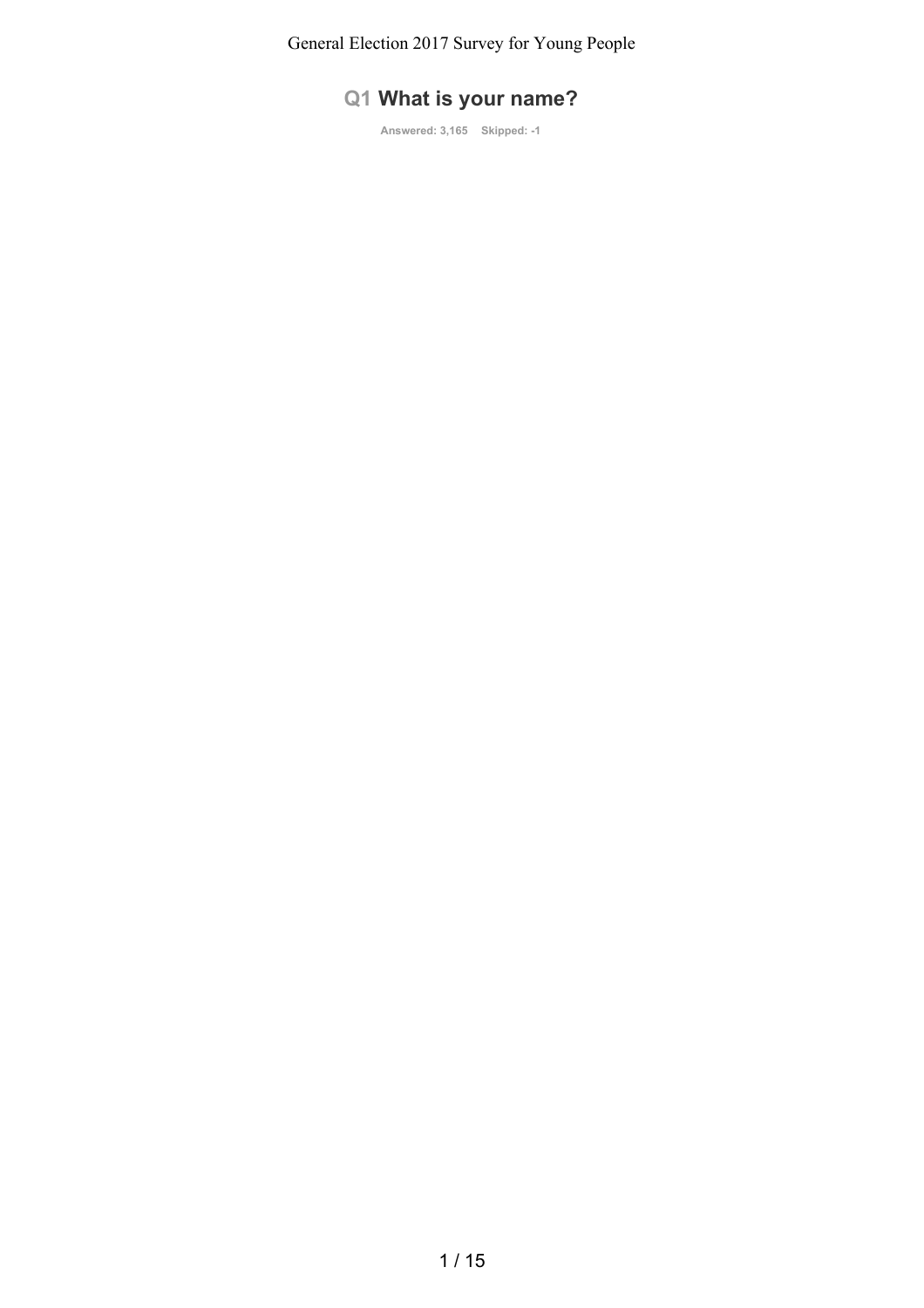## Q1 What is your name?

Answered: 3,165 Skipped: -1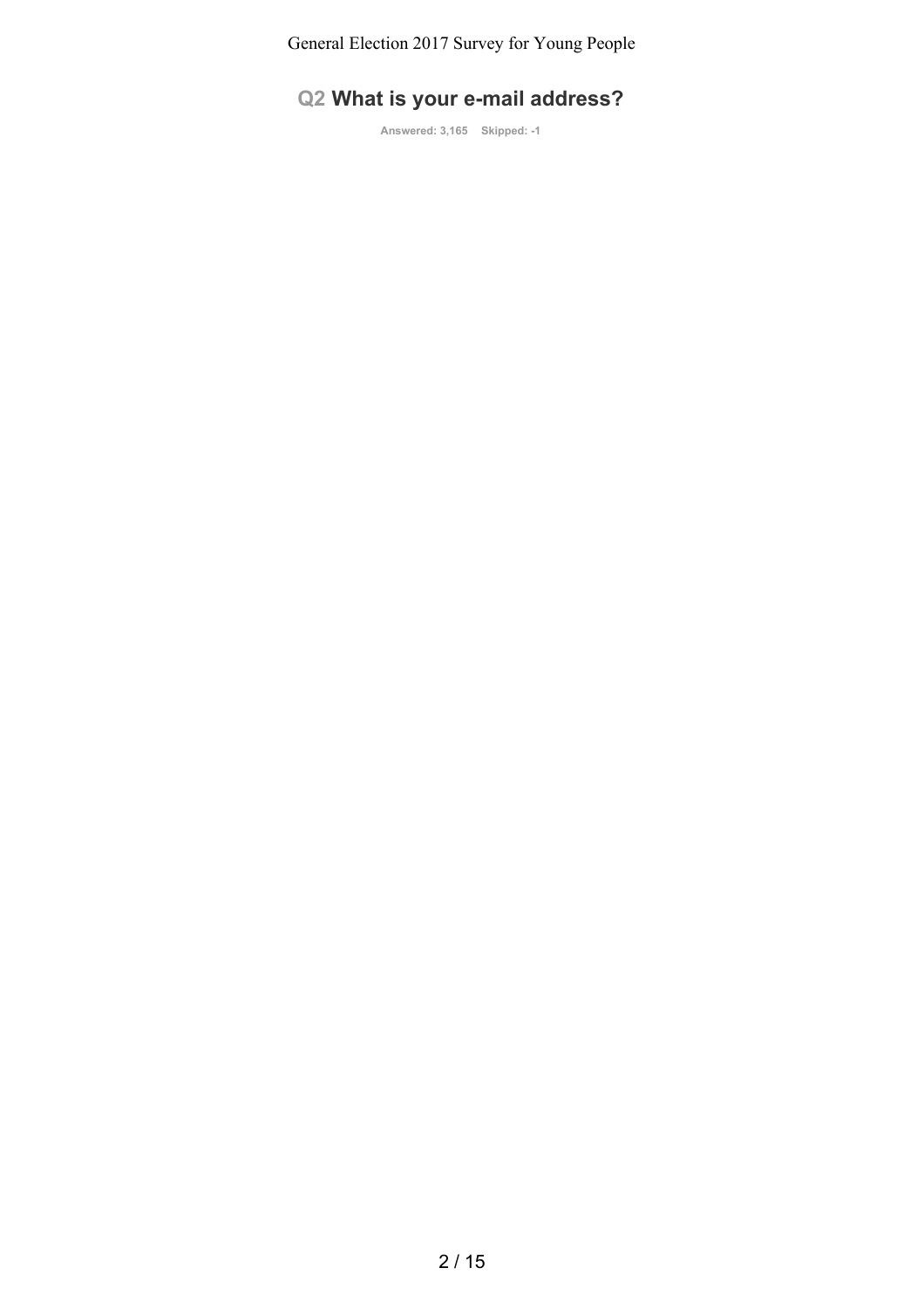## Q2 What is your e-mail address?

Answered: 3,165    Skipped: -1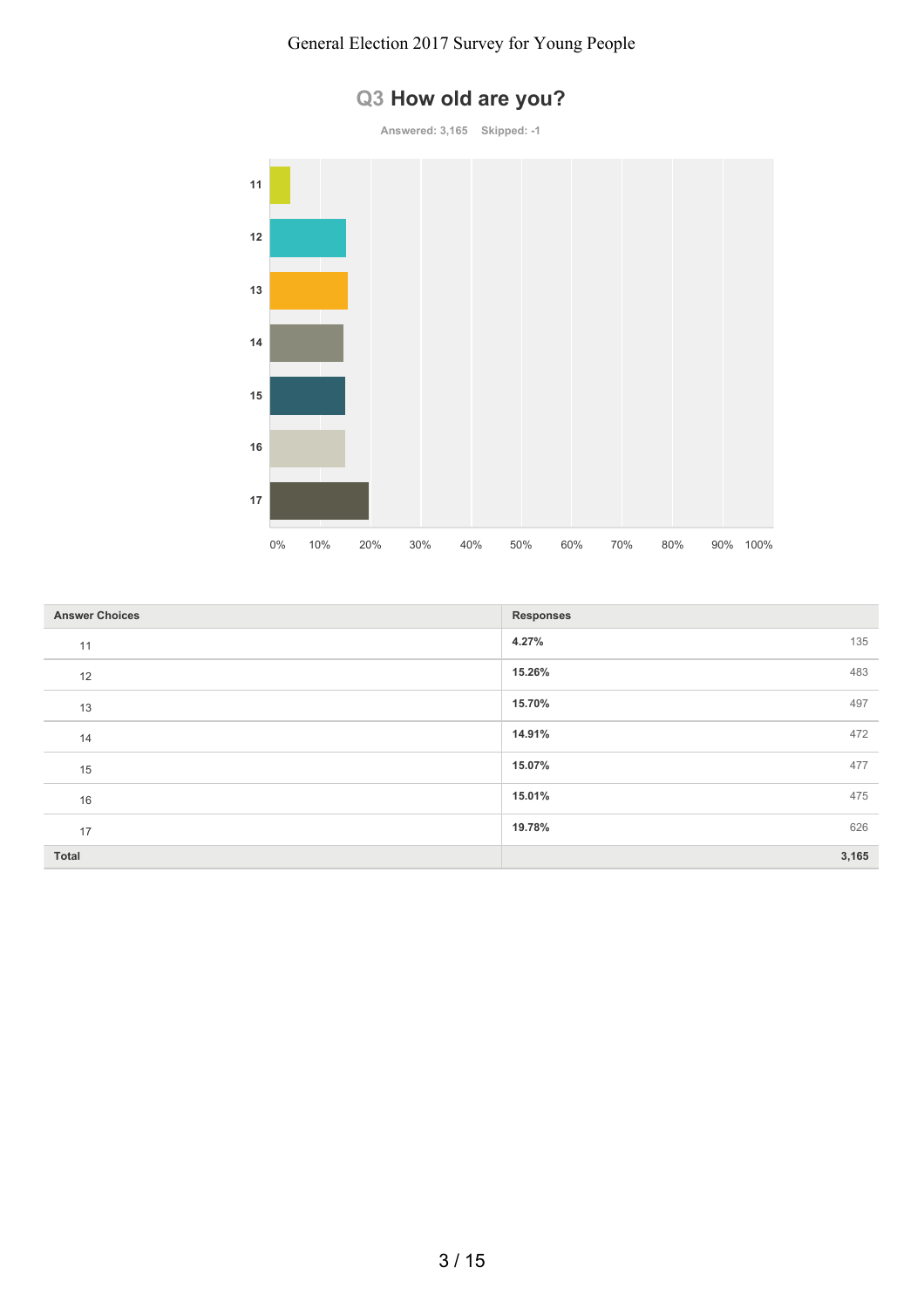## Q3 How old are you?

Answered: 3,165 Skipped: -1

| Answer Choices | Responses | |
|---|---|---|
| 11 | 4.27% | 135 |
| 12 | 15.26% | 483 |
| 13 | 15.70% | 497 |
| 14 | 14.91% | 472 |
| 15 | 15.07% | 477 |
| 16 | 15.01% | 475 |
| 17 | 19.78% | 626 |
| **Total** | | **3,165** |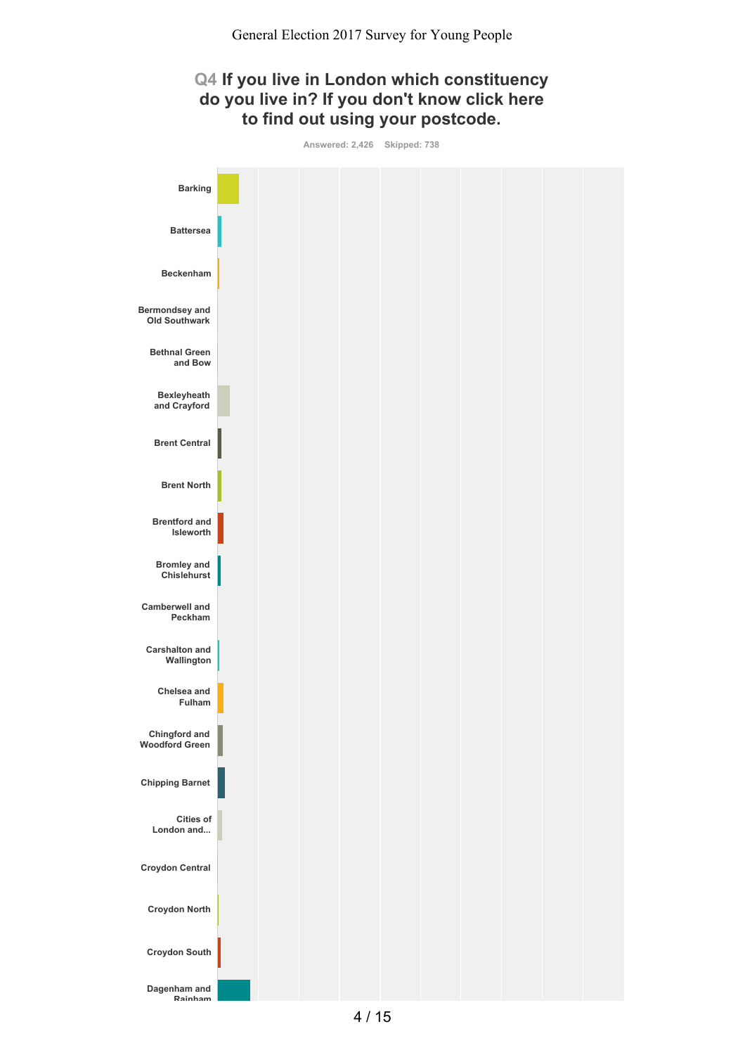## Q4 If you live in London which constituency do you live in? If you don't know click here to find out using your postcode.

Answered: 2,426    Skipped: 738

- Barking
- Battersea
- Beckenham
- Bermondsey and Old Southwark
- Bethnal Green and Bow
- Bexleyheath and Crayford
- Brent Central
- Brent North
- Brentford and Isleworth
- Bromley and Chislehurst
- Camberwell and Peckham
- Carshalton and Wallington
- Chelsea and Fulham
- Chingford and Woodford Green
- Chipping Barnet
- Cities of London and...
- Croydon Central
- Croydon North
- Croydon South
- Dagenham and Rainham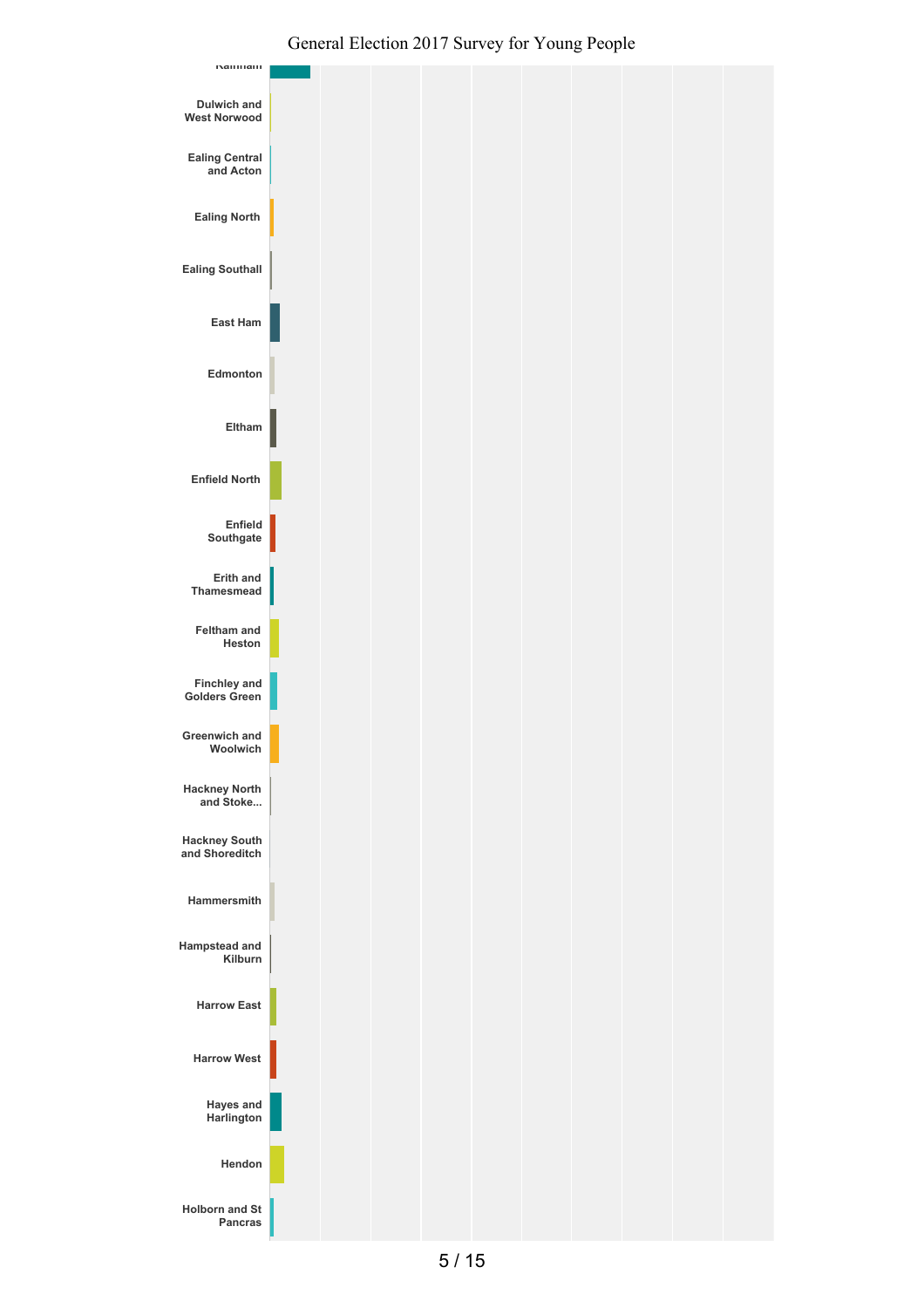General Election 2017 Survey for Young People

Rainham

Dulwich and West Norwood

Ealing Central and Acton

Ealing North

Ealing Southall

East Ham

Edmonton

Eltham

Enfield North

Enfield Southgate

Erith and Thamesmead

Feltham and Heston

Finchley and Golders Green

Greenwich and Woolwich

Hackney North and Stoke...

Hackney South and Shoreditch

Hammersmith

Hampstead and Kilburn

Harrow East

Harrow West

Hayes and Harlington

Hendon

Holborn and St Pancras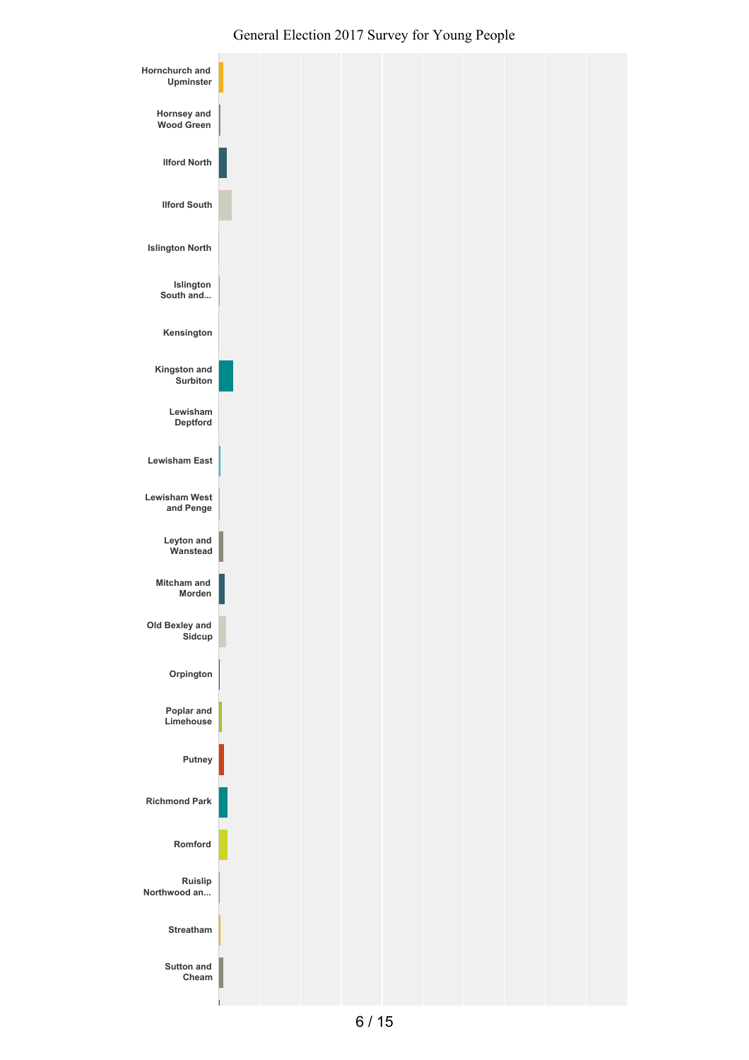# General Election 2017 Survey for Young People

- Hornchurch and Upminster
- Hornsey and Wood Green
- Ilford North
- Ilford South
- Islington North
- Islington South and...
- Kensington
- Kingston and Surbiton
- Lewisham Deptford
- Lewisham East
- Lewisham West and Penge
- Leyton and Wanstead
- Mitcham and Morden
- Old Bexley and Sidcup
- Orpington
- Poplar and Limehouse
- Putney
- Richmond Park
- Romford
- Ruislip Northwood an...
- Streatham
- Sutton and Cheam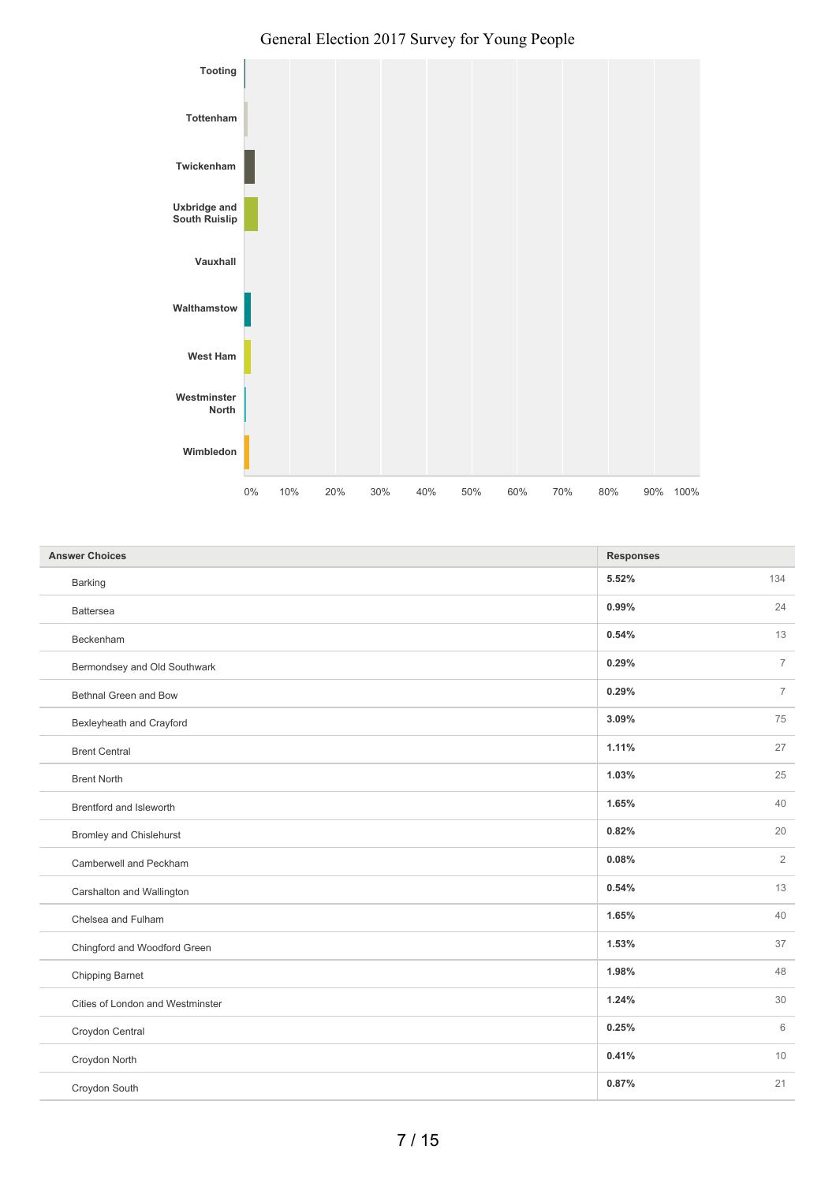## General Election 2017 Survey for Young People

Tooting

Tottenham

Twickenham

Uxbridge and South Ruislip

Vauxhall

Walthamstow

West Ham

Westminster North

Wimbledon

0% 10% 20% 30% 40% 50% 60% 70% 80% 90% 100%

| Answer Choices | Responses | |
|---|---|---|
| Barking | 5.52% | 134 |
| Battersea | 0.99% | 24 |
| Beckenham | 0.54% | 13 |
| Bermondsey and Old Southwark | 0.29% | 7 |
| Bethnal Green and Bow | 0.29% | 7 |
| Bexleyheath and Crayford | 3.09% | 75 |
| Brent Central | 1.11% | 27 |
| Brent North | 1.03% | 25 |
| Brentford and Isleworth | 1.65% | 40 |
| Bromley and Chislehurst | 0.82% | 20 |
| Camberwell and Peckham | 0.08% | 2 |
| Carshalton and Wallington | 0.54% | 13 |
| Chelsea and Fulham | 1.65% | 40 |
| Chingford and Woodford Green | 1.53% | 37 |
| Chipping Barnet | 1.98% | 48 |
| Cities of London and Westminster | 1.24% | 30 |
| Croydon Central | 0.25% | 6 |
| Croydon North | 0.41% | 10 |
| Croydon South | 0.87% | 21 |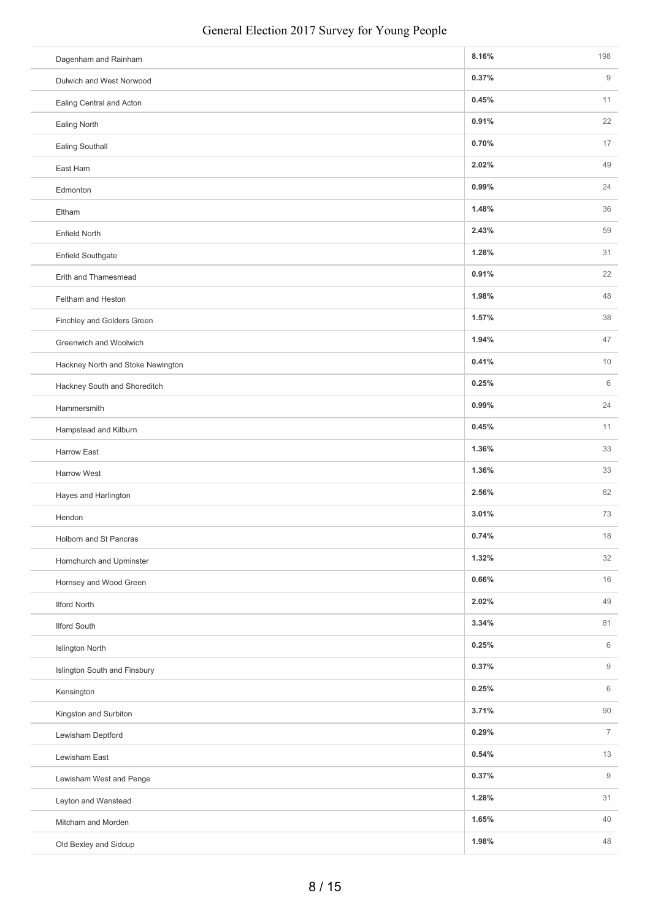| | | |
|---|---|---|
| Dagenham and Rainham | **8.16%** | 198 |
| Dulwich and West Norwood | **0.37%** | 9 |
| Ealing Central and Acton | **0.45%** | 11 |
| Ealing North | **0.91%** | 22 |
| Ealing Southall | **0.70%** | 17 |
| East Ham | **2.02%** | 49 |
| Edmonton | **0.99%** | 24 |
| Eltham | **1.48%** | 36 |
| Enfield North | **2.43%** | 59 |
| Enfield Southgate | **1.28%** | 31 |
| Erith and Thamesmead | **0.91%** | 22 |
| Feltham and Heston | **1.98%** | 48 |
| Finchley and Golders Green | **1.57%** | 38 |
| Greenwich and Woolwich | **1.94%** | 47 |
| Hackney North and Stoke Newington | **0.41%** | 10 |
| Hackney South and Shoreditch | **0.25%** | 6 |
| Hammersmith | **0.99%** | 24 |
| Hampstead and Kilburn | **0.45%** | 11 |
| Harrow East | **1.36%** | 33 |
| Harrow West | **1.36%** | 33 |
| Hayes and Harlington | **2.56%** | 62 |
| Hendon | **3.01%** | 73 |
| Holborn and St Pancras | **0.74%** | 18 |
| Hornchurch and Upminster | **1.32%** | 32 |
| Hornsey and Wood Green | **0.66%** | 16 |
| Ilford North | **2.02%** | 49 |
| Ilford South | **3.34%** | 81 |
| Islington North | **0.25%** | 6 |
| Islington South and Finsbury | **0.37%** | 9 |
| Kensington | **0.25%** | 6 |
| Kingston and Surbiton | **3.71%** | 90 |
| Lewisham Deptford | **0.29%** | 7 |
| Lewisham East | **0.54%** | 13 |
| Lewisham West and Penge | **0.37%** | 9 |
| Leyton and Wanstead | **1.28%** | 31 |
| Mitcham and Morden | **1.65%** | 40 |
| Old Bexley and Sidcup | **1.98%** | 48 |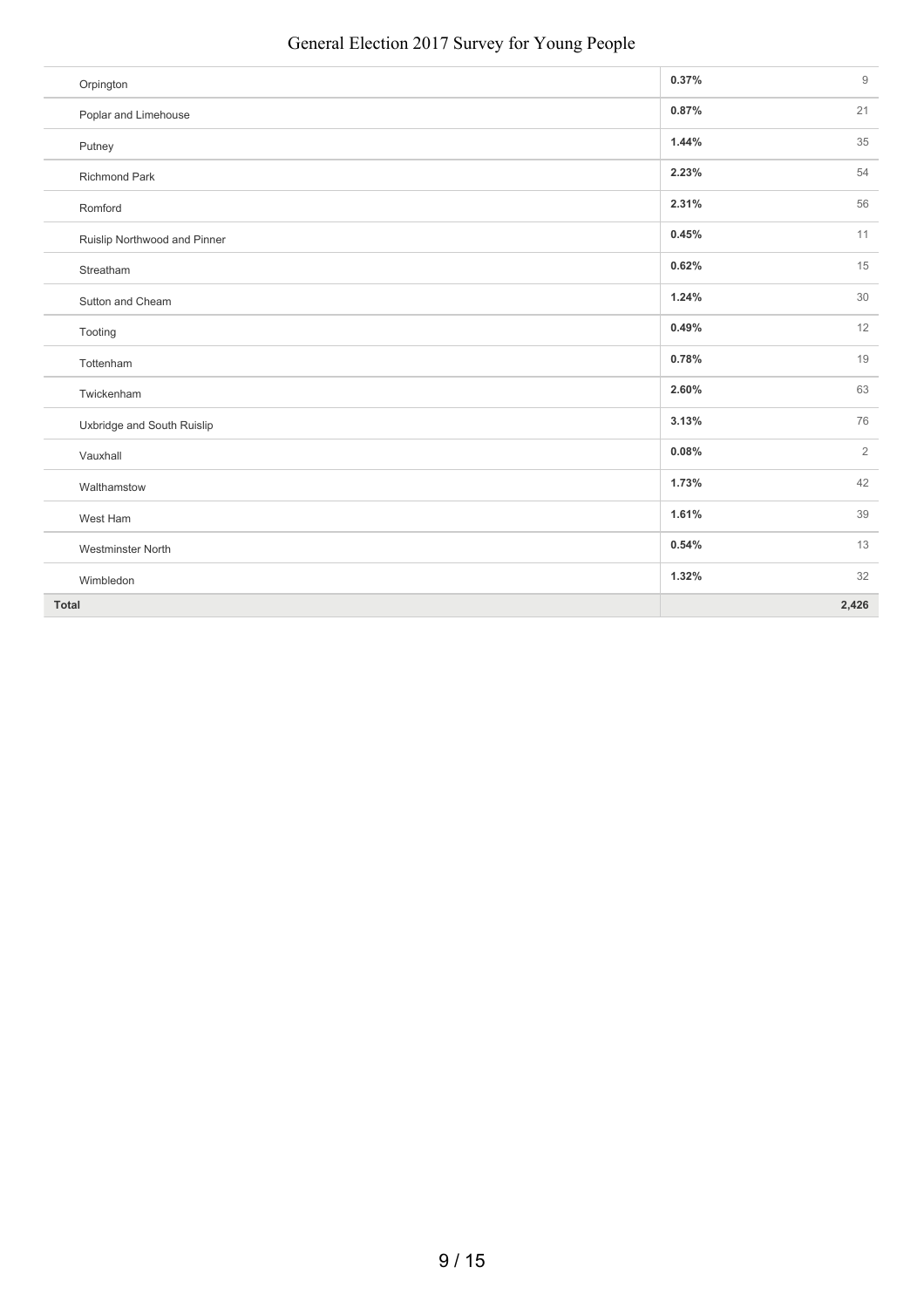| | | |
|---|---|---|
| Orpington | 0.37% | 9 |
| Poplar and Limehouse | 0.87% | 21 |
| Putney | 1.44% | 35 |
| Richmond Park | 2.23% | 54 |
| Romford | 2.31% | 56 |
| Ruislip Northwood and Pinner | 0.45% | 11 |
| Streatham | 0.62% | 15 |
| Sutton and Cheam | 1.24% | 30 |
| Tooting | 0.49% | 12 |
| Tottenham | 0.78% | 19 |
| Twickenham | 2.60% | 63 |
| Uxbridge and South Ruislip | 3.13% | 76 |
| Vauxhall | 0.08% | 2 |
| Walthamstow | 1.73% | 42 |
| West Ham | 1.61% | 39 |
| Westminster North | 0.54% | 13 |
| Wimbledon | 1.32% | 32 |
| **Total** | | **2,426** |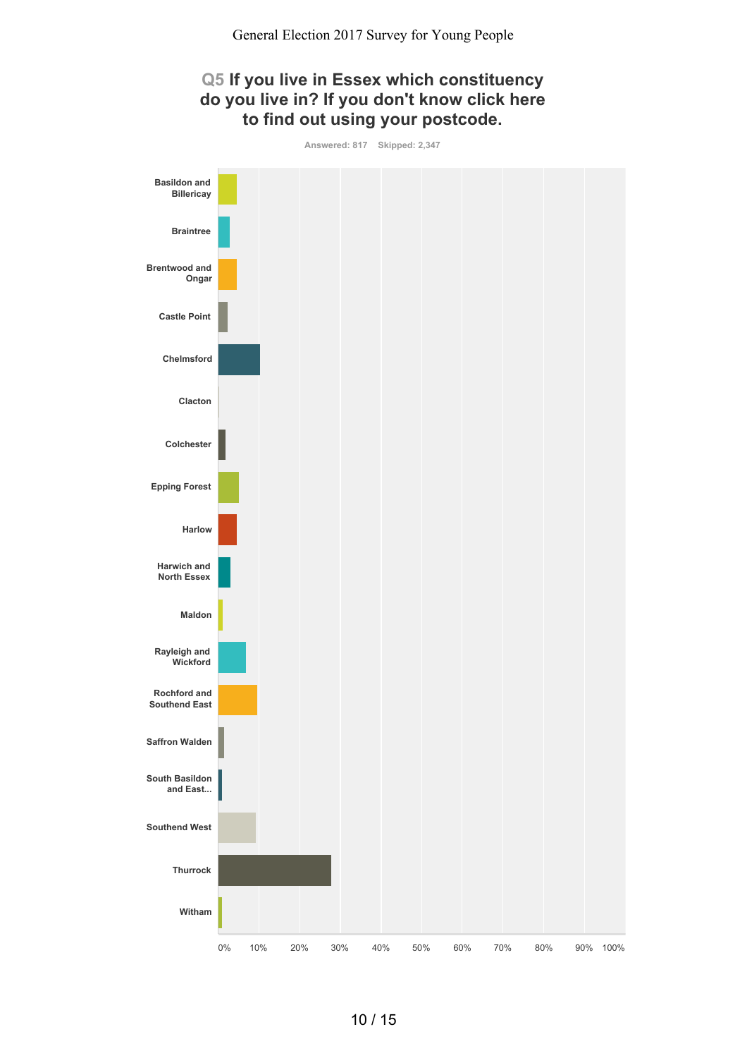## Q5 If you live in Essex which constituency do you live in? If you don't know click here to find out using your postcode.

Answered: 817 Skipped: 2,347

Basildon and Billericay

Braintree

Brentwood and Ongar

Castle Point

Chelmsford

Clacton

Colchester

Epping Forest

Harlow

Harwich and North Essex

Maldon

Rayleigh and Wickford

Rochford and Southend East

Saffron Walden

South Basildon and East...

Southend West

Thurrock

Witham

0% 10% 20% 30% 40% 50% 60% 70% 80% 90% 100%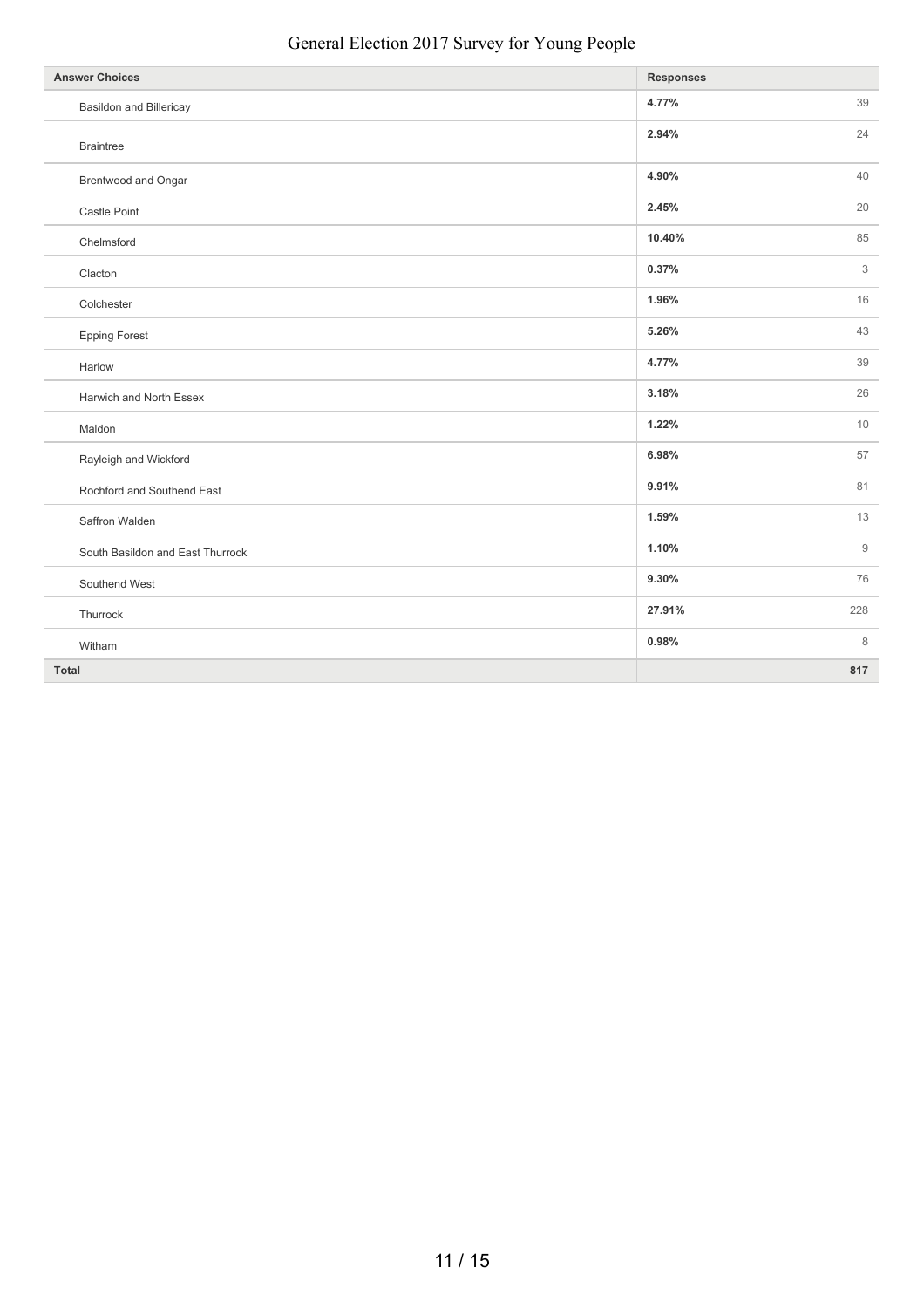# General Election 2017 Survey for Young People

| Answer Choices | Responses | |
|---|---|---|
| Basildon and Billericay | 4.77% | 39 |
| Braintree | 2.94% | 24 |
| Brentwood and Ongar | 4.90% | 40 |
| Castle Point | 2.45% | 20 |
| Chelmsford | 10.40% | 85 |
| Clacton | 0.37% | 3 |
| Colchester | 1.96% | 16 |
| Epping Forest | 5.26% | 43 |
| Harlow | 4.77% | 39 |
| Harwich and North Essex | 3.18% | 26 |
| Maldon | 1.22% | 10 |
| Rayleigh and Wickford | 6.98% | 57 |
| Rochford and Southend East | 9.91% | 81 |
| Saffron Walden | 1.59% | 13 |
| South Basildon and East Thurrock | 1.10% | 9 |
| Southend West | 9.30% | 76 |
| Thurrock | 27.91% | 228 |
| Witham | 0.98% | 8 |
| **Total** | | **817** |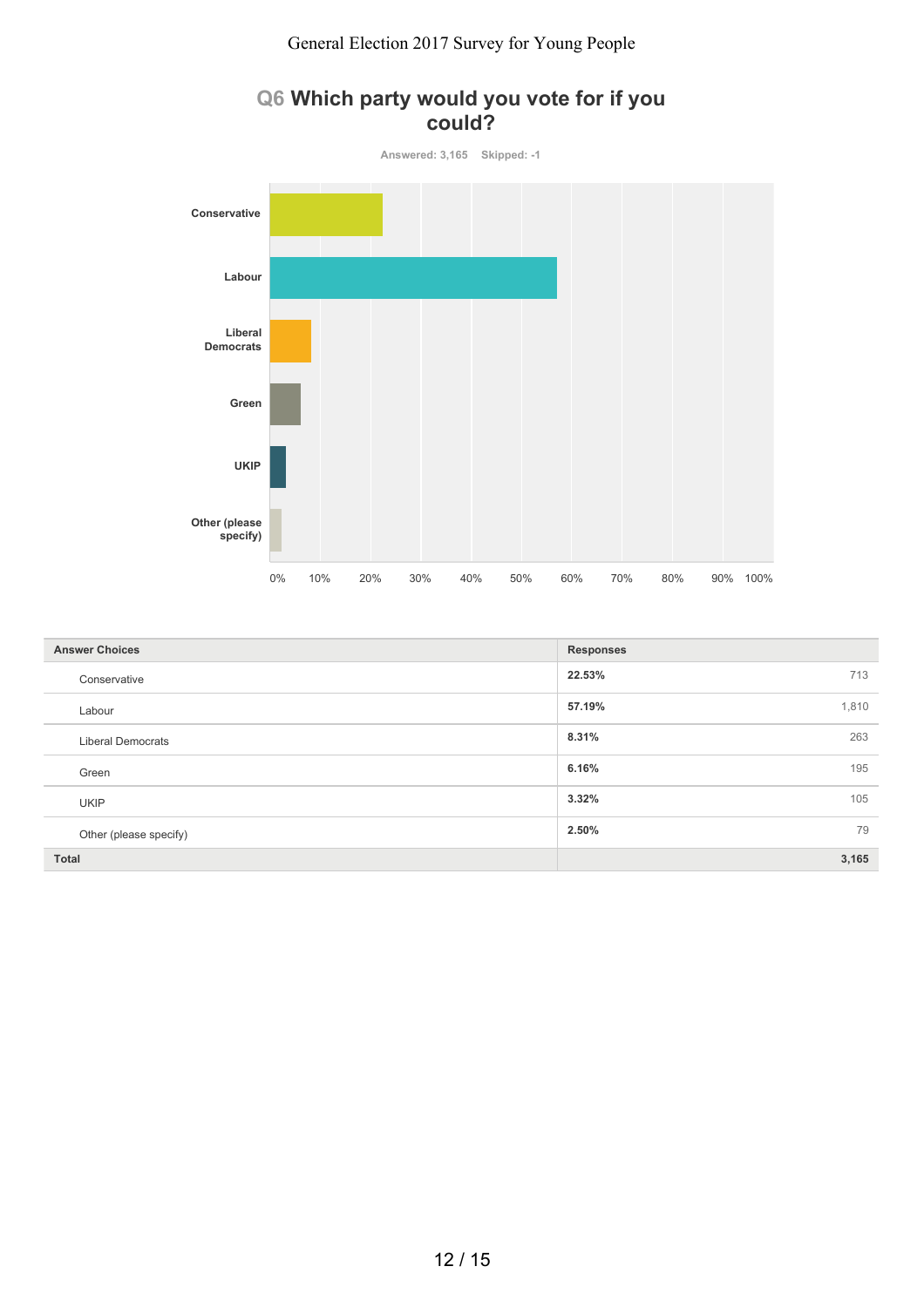## Q6 Which party would you vote for if you could?

Answered: 3,165 Skipped: -1

| Answer Choices | Responses | |
|---|---|---|
| Conservative | 22.53% | 713 |
| Labour | 57.19% | 1,810 |
| Liberal Democrats | 8.31% | 263 |
| Green | 6.16% | 195 |
| UKIP | 3.32% | 105 |
| Other (please specify) | 2.50% | 79 |
| **Total** | | **3,165** |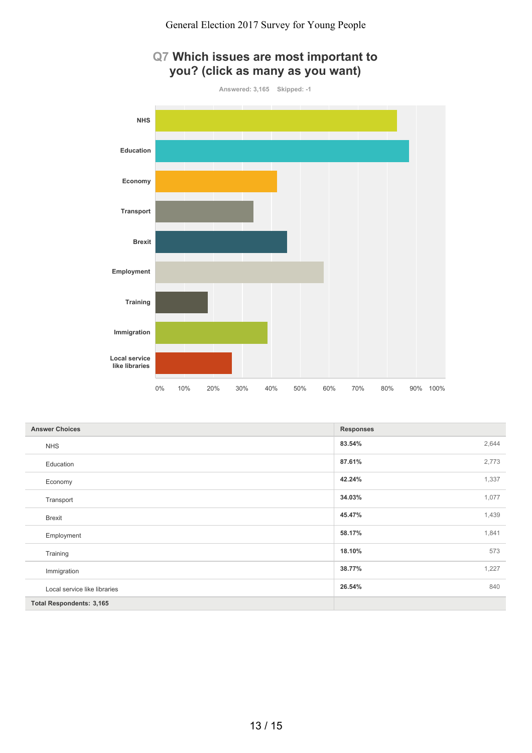## Q7 Which issues are most important to you? (click as many as you want)

Answered: 3,165 Skipped: -1

| Answer Choices | Responses | |
|---|---|---|
| NHS | 83.54% | 2,644 |
| Education | 87.61% | 2,773 |
| Economy | 42.24% | 1,337 |
| Transport | 34.03% | 1,077 |
| Brexit | 45.47% | 1,439 |
| Employment | 58.17% | 1,841 |
| Training | 18.10% | 573 |
| Immigration | 38.77% | 1,227 |
| Local service like libraries | 26.54% | 840 |
| **Total Respondents: 3,165** | | |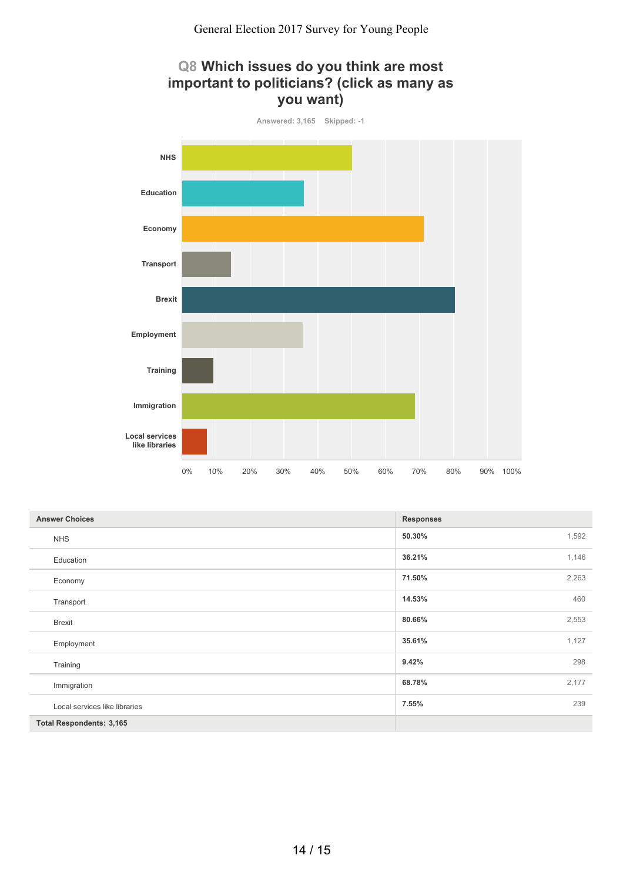## Q8 Which issues do you think are most important to politicians? (click as many as you want)

Answered: 3,165 Skipped: -1

| Answer Choices | Responses | |
|---|---|---|
| NHS | 50.30% | 1,592 |
| Education | 36.21% | 1,146 |
| Economy | 71.50% | 2,263 |
| Transport | 14.53% | 460 |
| Brexit | 80.66% | 2,553 |
| Employment | 35.61% | 1,127 |
| Training | 9.42% | 298 |
| Immigration | 68.78% | 2,177 |
| Local services like libraries | 7.55% | 239 |
| **Total Respondents: 3,165** | | |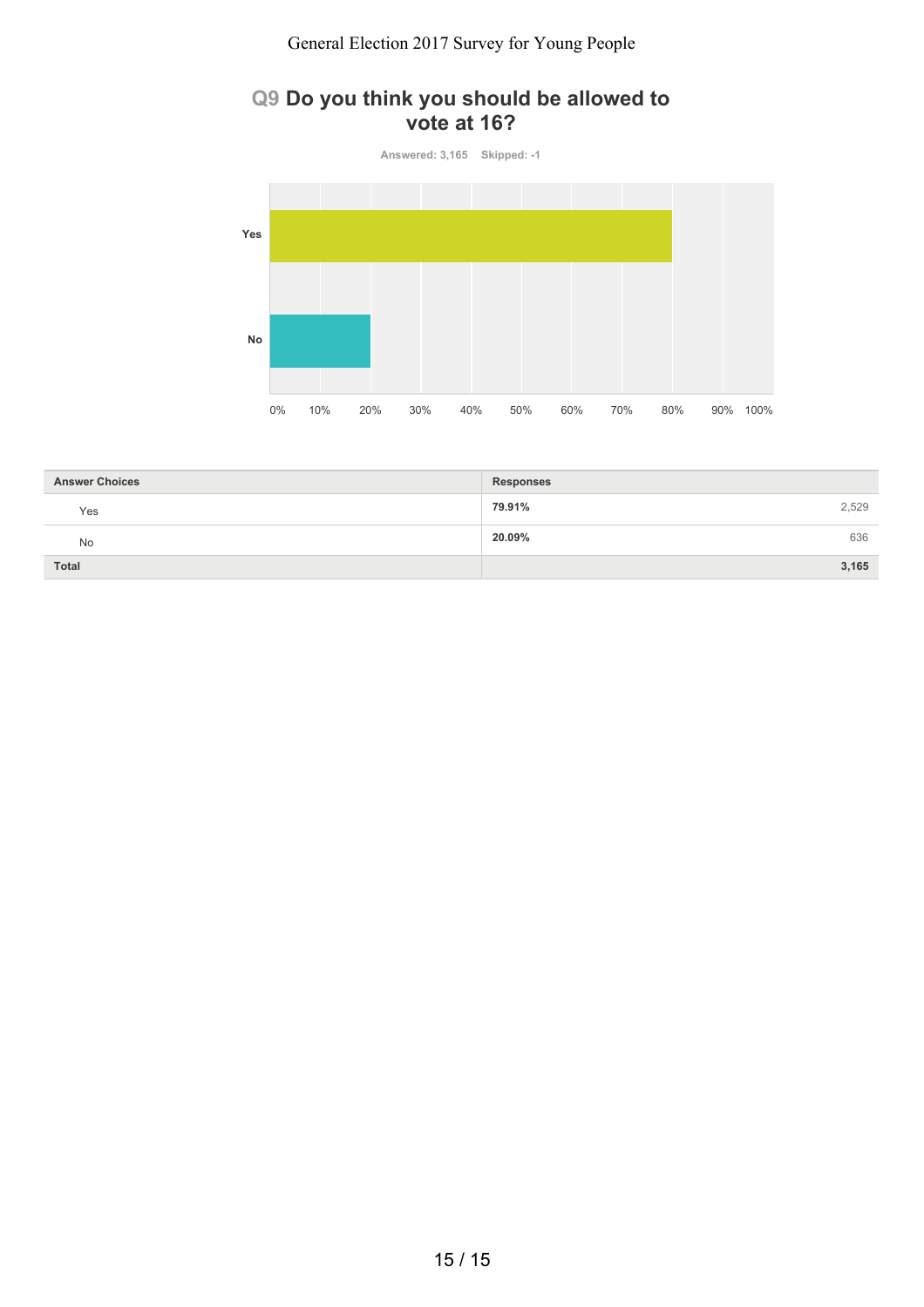## Q9 Do you think you should be allowed to vote at 16?

Answered: 3,165 Skipped: -1

Yes

No

0% 10% 20% 30% 40% 50% 60% 70% 80% 90% 100%

| Answer Choices | Responses | |
|---|---|---|
| Yes | **79.91%** | 2,529 |
| No | **20.09%** | 636 |
| **Total** | | **3,165** |